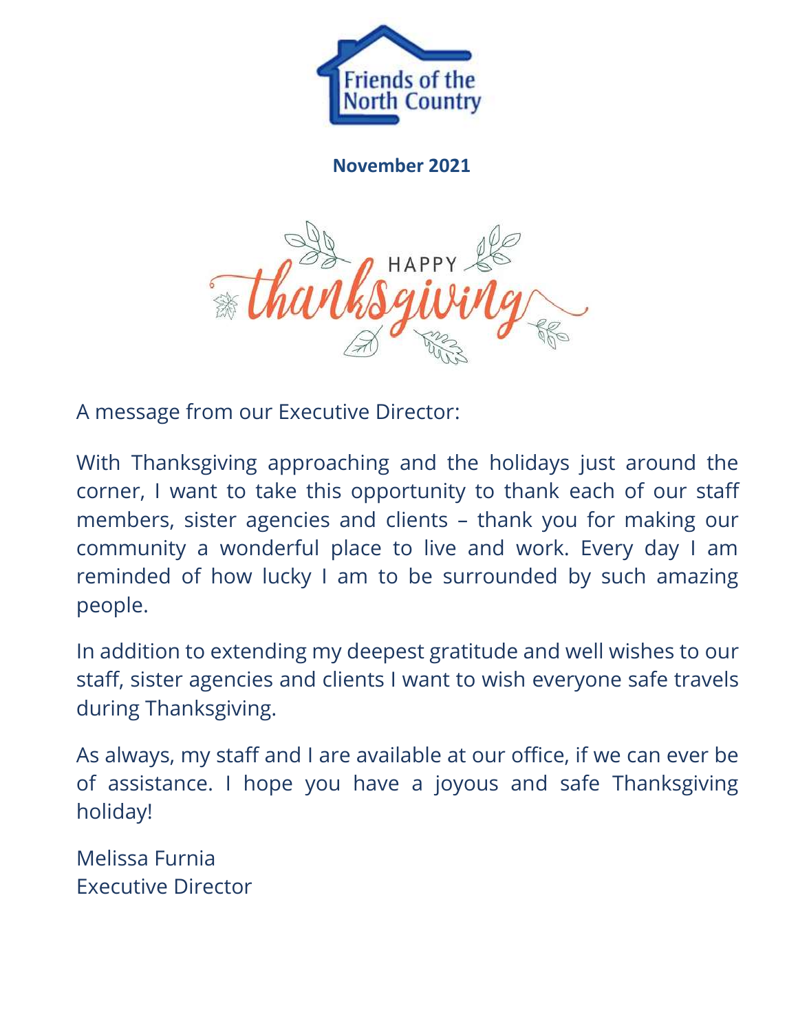Friends of the North Country

**November 2021**

HAPPY thanksgiving

A message from our Executive Director:

With Thanksgiving approaching and the holidays just around the corner, I want to take this opportunity to thank each of our staff members, sister agencies and clients – thank you for making our community a wonderful place to live and work. Every day I am reminded of how lucky I am to be surrounded by such amazing people.

In addition to extending my deepest gratitude and well wishes to our staff, sister agencies and clients I want to wish everyone safe travels during Thanksgiving.

As always, my staff and I are available at our office, if we can ever be of assistance. I hope you have a joyous and safe Thanksgiving holiday!

Melissa Furnia
Executive Director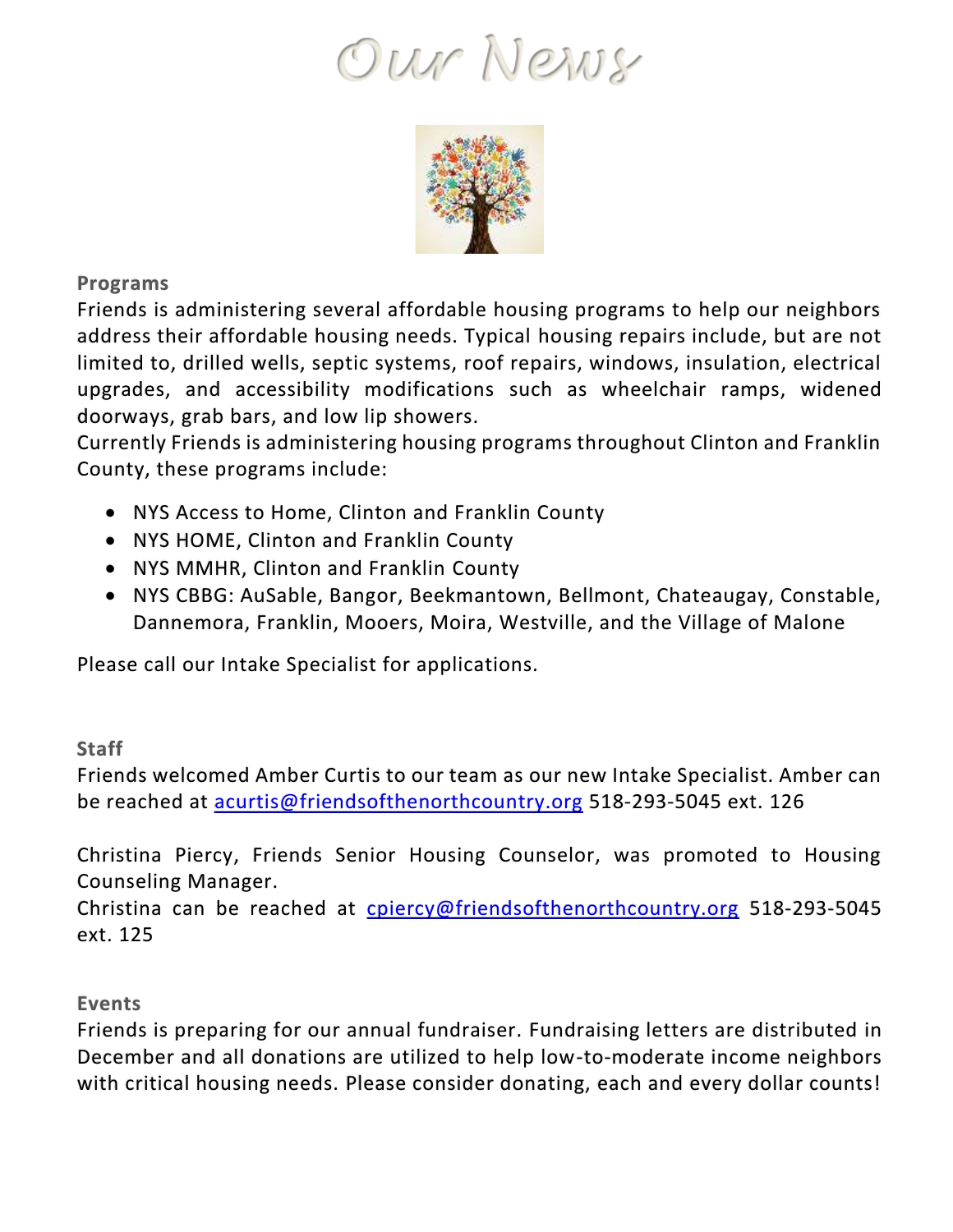# Our News

## Programs

Friends is administering several affordable housing programs to help our neighbors address their affordable housing needs. Typical housing repairs include, but are not limited to, drilled wells, septic systems, roof repairs, windows, insulation, electrical upgrades, and accessibility modifications such as wheelchair ramps, widened doorways, grab bars, and low lip showers.

Currently Friends is administering housing programs throughout Clinton and Franklin County, these programs include:

- NYS Access to Home, Clinton and Franklin County
- NYS HOME, Clinton and Franklin County
- NYS MMHR, Clinton and Franklin County
- NYS CBBG: AuSable, Bangor, Beekmantown, Bellmont, Chateaugay, Constable, Dannemora, Franklin, Mooers, Moira, Westville, and the Village of Malone

Please call our Intake Specialist for applications.

## Staff

Friends welcomed Amber Curtis to our team as our new Intake Specialist. Amber can be reached at acurtis@friendsofthenorthcountry.org 518-293-5045 ext. 126

Christina Piercy, Friends Senior Housing Counselor, was promoted to Housing Counseling Manager.

Christina can be reached at cpiercy@friendsofthenorthcountry.org 518-293-5045 ext. 125

## Events

Friends is preparing for our annual fundraiser. Fundraising letters are distributed in December and all donations are utilized to help low-to-moderate income neighbors with critical housing needs. Please consider donating, each and every dollar counts!